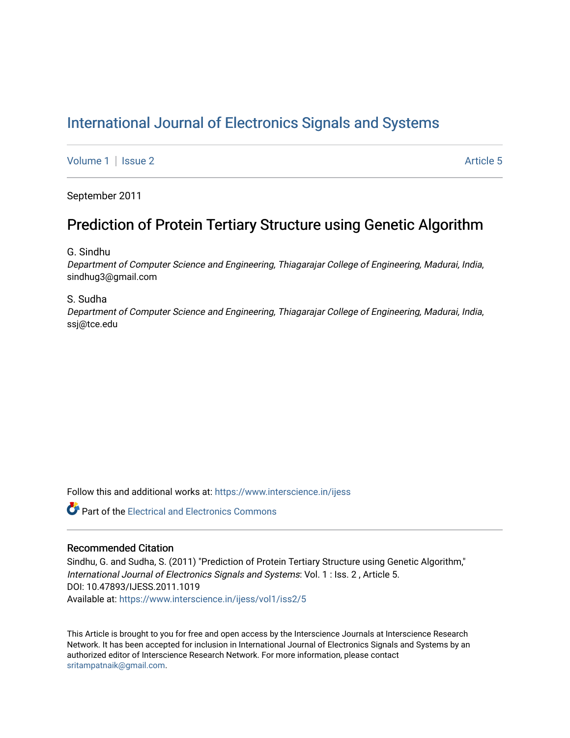# International Journal of Electronics Signals and Systems

Volume 1 | Issue 2 Article 5

September 2011

## Prediction of Protein Tertiary Structure using Genetic Algorithm

G. Sindhu
*Department of Computer Science and Engineering, Thiagarajar College of Engineering, Madurai, India*, sindhug3@gmail.com

S. Sudha
*Department of Computer Science and Engineering, Thiagarajar College of Engineering, Madurai, India*, ssj@tce.edu

Follow this and additional works at: https://www.interscience.in/ijess

Part of the Electrical and Electronics Commons

### Recommended Citation

Sindhu, G. and Sudha, S. (2011) "Prediction of Protein Tertiary Structure using Genetic Algorithm," *International Journal of Electronics Signals and Systems*: Vol. 1 : Iss. 2 , Article 5.
DOI: 10.47893/IJESS.2011.1019
Available at: https://www.interscience.in/ijess/vol1/iss2/5

This Article is brought to you for free and open access by the Interscience Journals at Interscience Research Network. It has been accepted for inclusion in International Journal of Electronics Signals and Systems by an authorized editor of Interscience Research Network. For more information, please contact sritampatnaik@gmail.com.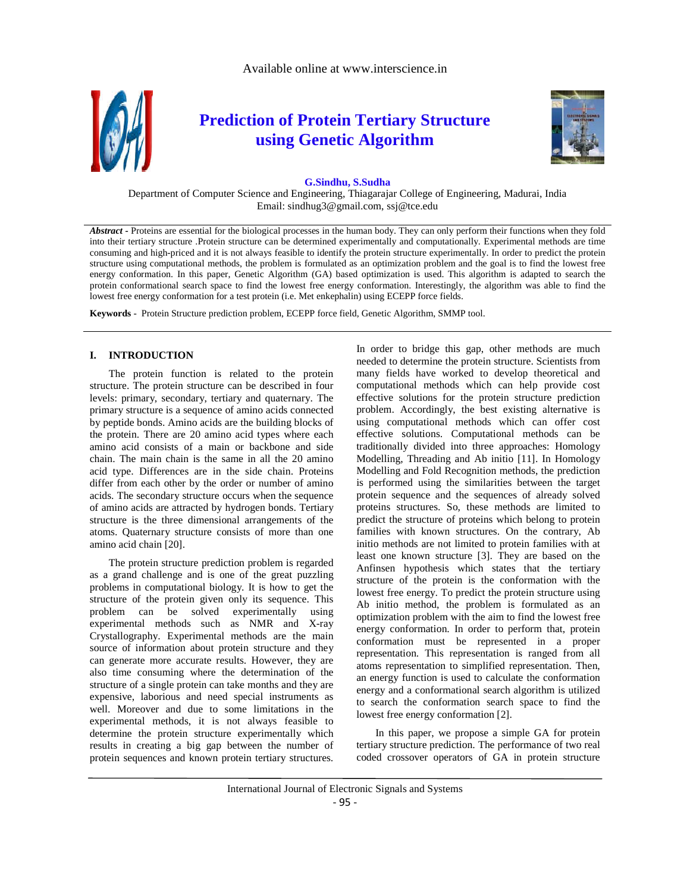Available online at www.interscience.in

# Prediction of Protein Tertiary Structure using Genetic Algorithm

**G.Sindhu, S.Sudha**

Department of Computer Science and Engineering, Thiagarajar College of Engineering, Madurai, India
Email: sindhug3@gmail.com, ssj@tce.edu

***Abstract* -** Proteins are essential for the biological processes in the human body. They can only perform their functions when they fold into their tertiary structure .Protein structure can be determined experimentally and computationally. Experimental methods are time consuming and high-priced and it is not always feasible to identify the protein structure experimentally. In order to predict the protein structure using computational methods, the problem is formulated as an optimization problem and the goal is to find the lowest free energy conformation. In this paper, Genetic Algorithm (GA) based optimization is used. This algorithm is adapted to search the protein conformational search space to find the lowest free energy conformation. Interestingly, the algorithm was able to find the lowest free energy conformation for a test protein (i.e. Met enkephalin) using ECEPP force fields.

**Keywords** - Protein Structure prediction problem, ECEPP force field, Genetic Algorithm, SMMP tool.

## I. INTRODUCTION

The protein function is related to the protein structure. The protein structure can be described in four levels: primary, secondary, tertiary and quaternary. The primary structure is a sequence of amino acids connected by peptide bonds. Amino acids are the building blocks of the protein. There are 20 amino acid types where each amino acid consists of a main or backbone and side chain. The main chain is the same in all the 20 amino acid type. Differences are in the side chain. Proteins differ from each other by the order or number of amino acids. The secondary structure occurs when the sequence of amino acids are attracted by hydrogen bonds. Tertiary structure is the three dimensional arrangements of the atoms. Quaternary structure consists of more than one amino acid chain [20].

The protein structure prediction problem is regarded as a grand challenge and is one of the great puzzling problems in computational biology. It is how to get the structure of the protein given only its sequence. This problem can be solved experimentally using experimental methods such as NMR and X-ray Crystallography. Experimental methods are the main source of information about protein structure and they can generate more accurate results. However, they are also time consuming where the determination of the structure of a single protein can take months and they are expensive, laborious and need special instruments as well. Moreover and due to some limitations in the experimental methods, it is not always feasible to determine the protein structure experimentally which results in creating a big gap between the number of protein sequences and known protein tertiary structures. In order to bridge this gap, other methods are much needed to determine the protein structure. Scientists from many fields have worked to develop theoretical and computational methods which can help provide cost effective solutions for the protein structure prediction problem. Accordingly, the best existing alternative is using computational methods which can offer cost effective solutions. Computational methods can be traditionally divided into three approaches: Homology Modelling, Threading and Ab initio [11]. In Homology Modelling and Fold Recognition methods, the prediction is performed using the similarities between the target protein sequence and the sequences of already solved proteins structures. So, these methods are limited to predict the structure of proteins which belong to protein families with known structures. On the contrary, Ab initio methods are not limited to protein families with at least one known structure [3]. They are based on the Anfinsen hypothesis which states that the tertiary structure of the protein is the conformation with the lowest free energy. To predict the protein structure using Ab initio method, the problem is formulated as an optimization problem with the aim to find the lowest free energy conformation. In order to perform that, protein conformation must be represented in a proper representation. This representation is ranged from all atoms representation to simplified representation. Then, an energy function is used to calculate the conformation energy and a conformational search algorithm is utilized to search the conformation search space to find the lowest free energy conformation [2].

In this paper, we propose a simple GA for protein tertiary structure prediction. The performance of two real coded crossover operators of GA in protein structure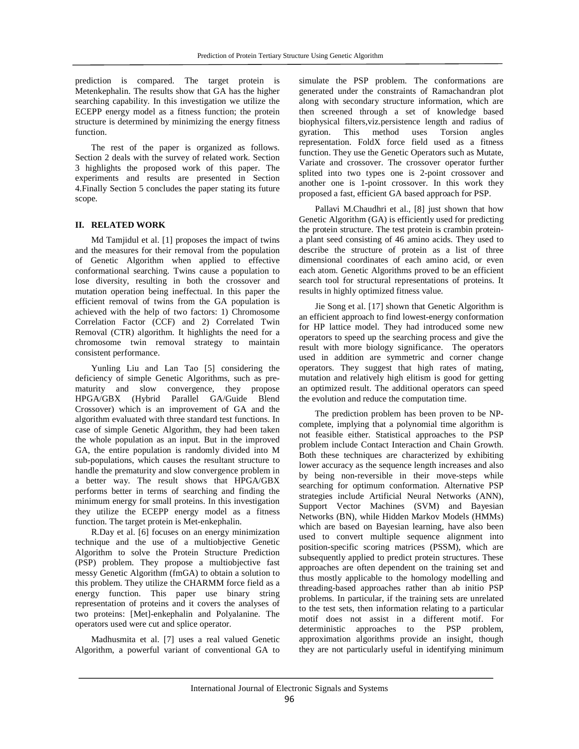prediction is compared. The target protein is Metenkephalin. The results show that GA has the higher searching capability. In this investigation we utilize the ECEPP energy model as a fitness function; the protein structure is determined by minimizing the energy fitness function.

The rest of the paper is organized as follows. Section 2 deals with the survey of related work. Section 3 highlights the proposed work of this paper. The experiments and results are presented in Section 4.Finally Section 5 concludes the paper stating its future scope.

## II. RELATED WORK

Md Tamjidul et al. [1] proposes the impact of twins and the measures for their removal from the population of Genetic Algorithm when applied to effective conformational searching. Twins cause a population to lose diversity, resulting in both the crossover and mutation operation being ineffectual. In this paper the efficient removal of twins from the GA population is achieved with the help of two factors: 1) Chromosome Correlation Factor (CCF) and 2) Correlated Twin Removal (CTR) algorithm. It highlights the need for a chromosome twin removal strategy to maintain consistent performance.

Yunling Liu and Lan Tao [5] considering the deficiency of simple Genetic Algorithms, such as prematurity and slow convergence, they propose HPGA/GBX (Hybrid Parallel GA/Guide Blend Crossover) which is an improvement of GA and the algorithm evaluated with three standard test functions. In case of simple Genetic Algorithm, they had been taken the whole population as an input. But in the improved GA, the entire population is randomly divided into M sub-populations, which causes the resultant structure to handle the prematurity and slow convergence problem in a better way. The result shows that HPGA/GBX performs better in terms of searching and finding the minimum energy for small proteins. In this investigation they utilize the ECEPP energy model as a fitness function. The target protein is Met-enkephalin.

R.Day et al. [6] focuses on an energy minimization technique and the use of a multiobjective Genetic Algorithm to solve the Protein Structure Prediction (PSP) problem. They propose a multiobjective fast messy Genetic Algorithm (fmGA) to obtain a solution to this problem. They utilize the CHARMM force field as a energy function. This paper use binary string representation of proteins and it covers the analyses of two proteins: [Met]-enkephalin and Polyalanine. The operators used were cut and splice operator.

Madhusmita et al. [7] uses a real valued Genetic Algorithm, a powerful variant of conventional GA to simulate the PSP problem. The conformations are generated under the constraints of Ramachandran plot along with secondary structure information, which are then screened through a set of knowledge based biophysical filters,viz.persistence length and radius of gyration. This method uses Torsion angles representation. FoldX force field used as a fitness function. They use the Genetic Operators such as Mutate, Variate and crossover. The crossover operator further splited into two types one is 2-point crossover and another one is 1-point crossover. In this work they proposed a fast, efficient GA based approach for PSP.

Pallavi M.Chaudhri et al., [8] just shown that how Genetic Algorithm (GA) is efficiently used for predicting the protein structure. The test protein is crambin protein-a plant seed consisting of 46 amino acids. They used to describe the structure of protein as a list of three dimensional coordinates of each amino acid, or even each atom. Genetic Algorithms proved to be an efficient search tool for structural representations of proteins. It results in highly optimized fitness value.

Jie Song et al. [17] shown that Genetic Algorithm is an efficient approach to find lowest-energy conformation for HP lattice model. They had introduced some new operators to speed up the searching process and give the result with more biology significance. The operators used in addition are symmetric and corner change operators. They suggest that high rates of mating, mutation and relatively high elitism is good for getting an optimized result. The additional operators can speed the evolution and reduce the computation time.

The prediction problem has been proven to be NP-complete, implying that a polynomial time algorithm is not feasible either. Statistical approaches to the PSP problem include Contact Interaction and Chain Growth. Both these techniques are characterized by exhibiting lower accuracy as the sequence length increases and also by being non-reversible in their move-steps while searching for optimum conformation. Alternative PSP strategies include Artificial Neural Networks (ANN), Support Vector Machines (SVM) and Bayesian Networks (BN), while Hidden Markov Models (HMMs) which are based on Bayesian learning, have also been used to convert multiple sequence alignment into position-specific scoring matrices (PSSM), which are subsequently applied to predict protein structures. These approaches are often dependent on the training set and thus mostly applicable to the homology modelling and threading-based approaches rather than ab initio PSP problems. In particular, if the training sets are unrelated to the test sets, then information relating to a particular motif does not assist in a different motif. For deterministic approaches to the PSP problem, approximation algorithms provide an insight, though they are not particularly useful in identifying minimum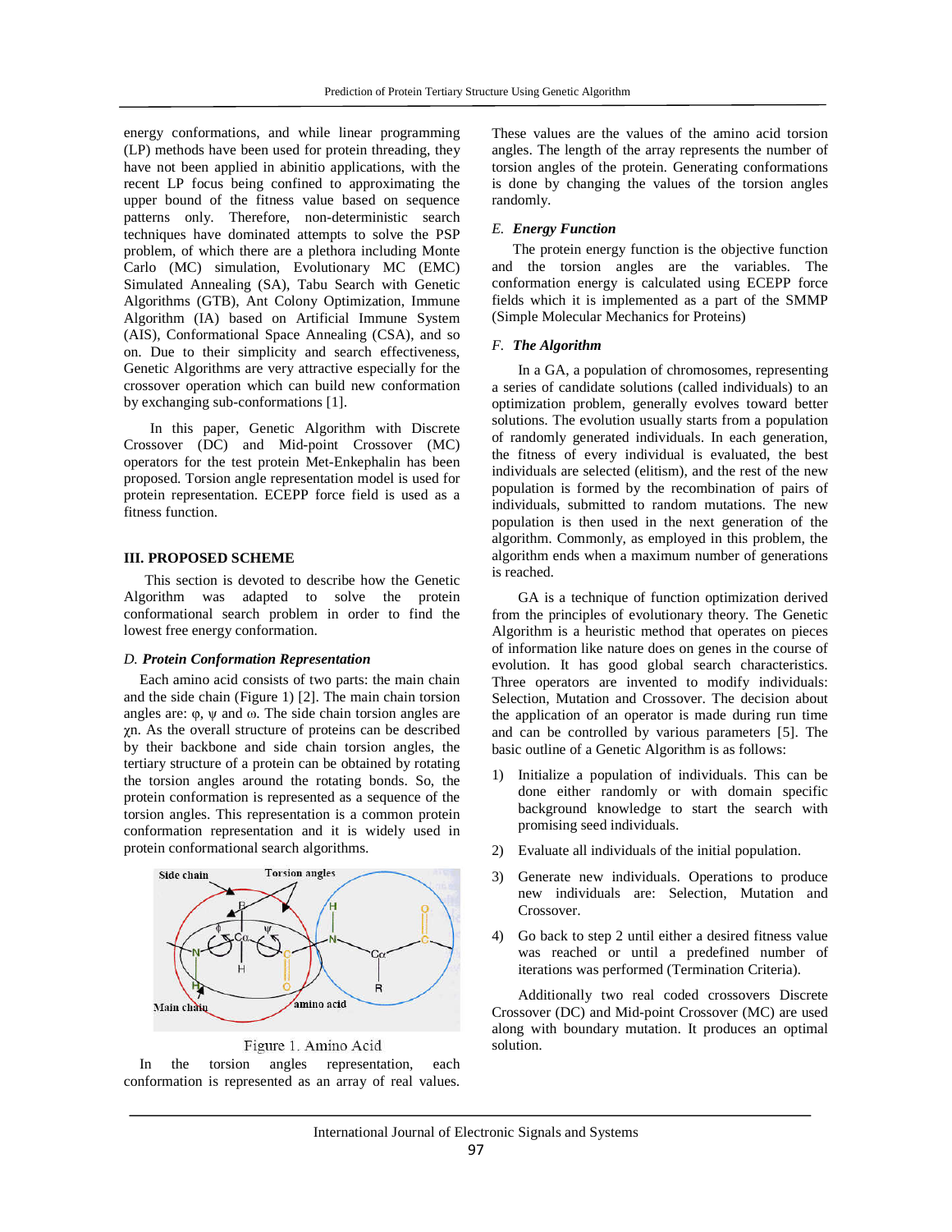energy conformations, and while linear programming (LP) methods have been used for protein threading, they have not been applied in abinitio applications, with the recent LP focus being confined to approximating the upper bound of the fitness value based on sequence patterns only. Therefore, non-deterministic search techniques have dominated attempts to solve the PSP problem, of which there are a plethora including Monte Carlo (MC) simulation, Evolutionary MC (EMC) Simulated Annealing (SA), Tabu Search with Genetic Algorithms (GTB), Ant Colony Optimization, Immune Algorithm (IA) based on Artificial Immune System (AIS), Conformational Space Annealing (CSA), and so on. Due to their simplicity and search effectiveness, Genetic Algorithms are very attractive especially for the crossover operation which can build new conformation by exchanging sub-conformations [1].

In this paper, Genetic Algorithm with Discrete Crossover (DC) and Mid-point Crossover (MC) operators for the test protein Met-Enkephalin has been proposed. Torsion angle representation model is used for protein representation. ECEPP force field is used as a fitness function.

## III. PROPOSED SCHEME

This section is devoted to describe how the Genetic Algorithm was adapted to solve the protein conformational search problem in order to find the lowest free energy conformation.

### D. *Protein Conformation Representation*

Each amino acid consists of two parts: the main chain and the side chain (Figure 1) [2]. The main chain torsion angles are: φ, ψ and ω. The side chain torsion angles are χn. As the overall structure of proteins can be described by their backbone and side chain torsion angles, the tertiary structure of a protein can be obtained by rotating the torsion angles around the rotating bonds. So, the protein conformation is represented as a sequence of the torsion angles. This representation is a common protein conformation representation and it is widely used in protein conformational search algorithms.

Side chain
Torsion angles
Main chain
amino acid

Figure 1. Amino Acid

In the torsion angles representation, each conformation is represented as an array of real values. These values are the values of the amino acid torsion angles. The length of the array represents the number of torsion angles of the protein. Generating conformations is done by changing the values of the torsion angles randomly.

### E. *Energy Function*

The protein energy function is the objective function and the torsion angles are the variables. The conformation energy is calculated using ECEPP force fields which it is implemented as a part of the SMMP (Simple Molecular Mechanics for Proteins)

### F. *The Algorithm*

In a GA, a population of chromosomes, representing a series of candidate solutions (called individuals) to an optimization problem, generally evolves toward better solutions. The evolution usually starts from a population of randomly generated individuals. In each generation, the fitness of every individual is evaluated, the best individuals are selected (elitism), and the rest of the new population is formed by the recombination of pairs of individuals, submitted to random mutations. The new population is then used in the next generation of the algorithm. Commonly, as employed in this problem, the algorithm ends when a maximum number of generations is reached.

GA is a technique of function optimization derived from the principles of evolutionary theory. The Genetic Algorithm is a heuristic method that operates on pieces of information like nature does on genes in the course of evolution. It has good global search characteristics. Three operators are invented to modify individuals: Selection, Mutation and Crossover. The decision about the application of an operator is made during run time and can be controlled by various parameters [5]. The basic outline of a Genetic Algorithm is as follows:

1) Initialize a population of individuals. This can be done either randomly or with domain specific background knowledge to start the search with promising seed individuals.
2) Evaluate all individuals of the initial population.
3) Generate new individuals. Operations to produce new individuals are: Selection, Mutation and Crossover.
4) Go back to step 2 until either a desired fitness value was reached or until a predefined number of iterations was performed (Termination Criteria).

Additionally two real coded crossovers Discrete Crossover (DC) and Mid-point Crossover (MC) are used along with boundary mutation. It produces an optimal solution.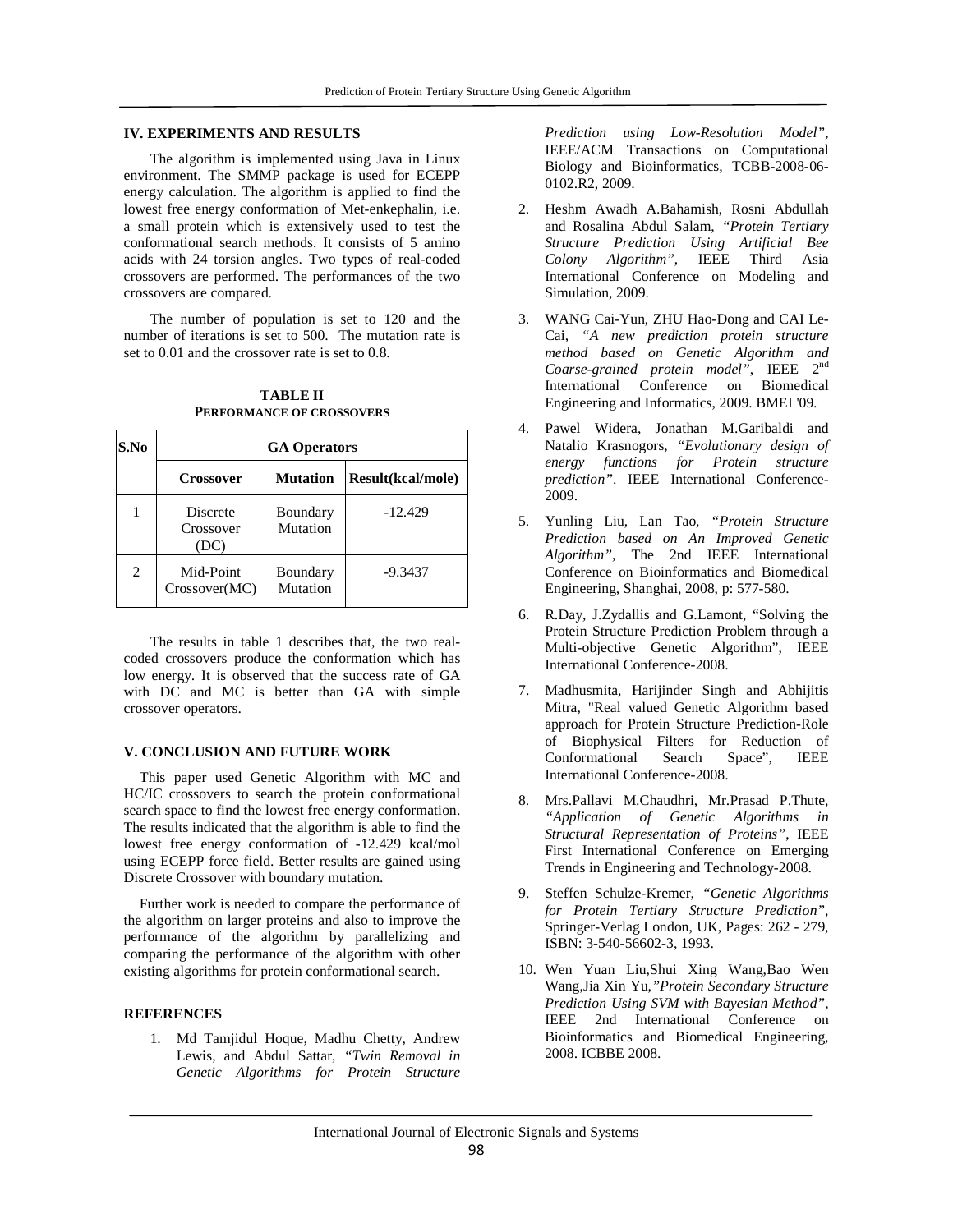## IV. EXPERIMENTS AND RESULTS

The algorithm is implemented using Java in Linux environment. The SMMP package is used for ECEPP energy calculation. The algorithm is applied to find the lowest free energy conformation of Met-enkephalin, i.e. a small protein which is extensively used to test the conformational search methods. It consists of 5 amino acids with 24 torsion angles. Two types of real-coded crossovers are performed. The performances of the two crossovers are compared.

The number of population is set to 120 and the number of iterations is set to 500. The mutation rate is set to 0.01 and the crossover rate is set to 0.8.

**TABLE II**
**PERFORMANCE OF CROSSOVERS**

| S.No | GA Operators | | |
|---|---|---|---|
| | **Crossover** | **Mutation** | **Result(kcal/mole)** |
| 1 | Discrete Crossover (DC) | Boundary Mutation | -12.429 |
| 2 | Mid-Point Crossover(MC) | Boundary Mutation | -9.3437 |

The results in table 1 describes that, the two real-coded crossovers produce the conformation which has low energy. It is observed that the success rate of GA with DC and MC is better than GA with simple crossover operators.

## V. CONCLUSION AND FUTURE WORK

This paper used Genetic Algorithm with MC and HC/IC crossovers to search the protein conformational search space to find the lowest free energy conformation. The results indicated that the algorithm is able to find the lowest free energy conformation of -12.429 kcal/mol using ECEPP force field. Better results are gained using Discrete Crossover with boundary mutation.

Further work is needed to compare the performance of the algorithm on larger proteins and also to improve the performance of the algorithm by parallelizing and comparing the performance of the algorithm with other existing algorithms for protein conformational search.

## REFERENCES

1. Md Tamjidul Hoque, Madhu Chetty, Andrew Lewis, and Abdul Sattar, *"Twin Removal in Genetic Algorithms for Protein Structure Prediction using Low-Resolution Model"*, IEEE/ACM Transactions on Computational Biology and Bioinformatics, TCBB-2008-06-0102.R2, 2009.
2. Heshm Awadh A.Bahamish, Rosni Abdullah and Rosalina Abdul Salam, *"Protein Tertiary Structure Prediction Using Artificial Bee Colony Algorithm"*, IEEE Third Asia International Conference on Modeling and Simulation, 2009.
3. WANG Cai-Yun, ZHU Hao-Dong and CAI Le-Cai, *"A new prediction protein structure method based on Genetic Algorithm and Coarse-grained protein model"*, IEEE 2nd International Conference on Biomedical Engineering and Informatics, 2009. BMEI '09.
4. Pawel Widera, Jonathan M.Garibaldi and Natalio Krasnogors, *"Evolutionary design of energy functions for Protein structure prediction"*. IEEE International Conference-2009.
5. Yunling Liu, Lan Tao, *"Protein Structure Prediction based on An Improved Genetic Algorithm"*, The 2nd IEEE International Conference on Bioinformatics and Biomedical Engineering, Shanghai, 2008, p: 577-580.
6. R.Day, J.Zydallis and G.Lamont, "Solving the Protein Structure Prediction Problem through a Multi-objective Genetic Algorithm", IEEE International Conference-2008.
7. Madhusmita, Harijinder Singh and Abhijitis Mitra, "Real valued Genetic Algorithm based approach for Protein Structure Prediction-Role of Biophysical Filters for Reduction of Conformational Search Space", IEEE International Conference-2008.
8. Mrs.Pallavi M.Chaudhri, Mr.Prasad P.Thute, *"Application of Genetic Algorithms in Structural Representation of Proteins"*, IEEE First International Conference on Emerging Trends in Engineering and Technology-2008.
9. Steffen Schulze-Kremer, *"Genetic Algorithms for Protein Tertiary Structure Prediction"*, Springer-Verlag London, UK, Pages: 262 - 279, ISBN: 3-540-56602-3, 1993.
10. Wen Yuan Liu,Shui Xing Wang,Bao Wen Wang,Jia Xin Yu,*"Protein Secondary Structure Prediction Using SVM with Bayesian Method"*, IEEE 2nd International Conference on Bioinformatics and Biomedical Engineering, 2008. ICBBE 2008.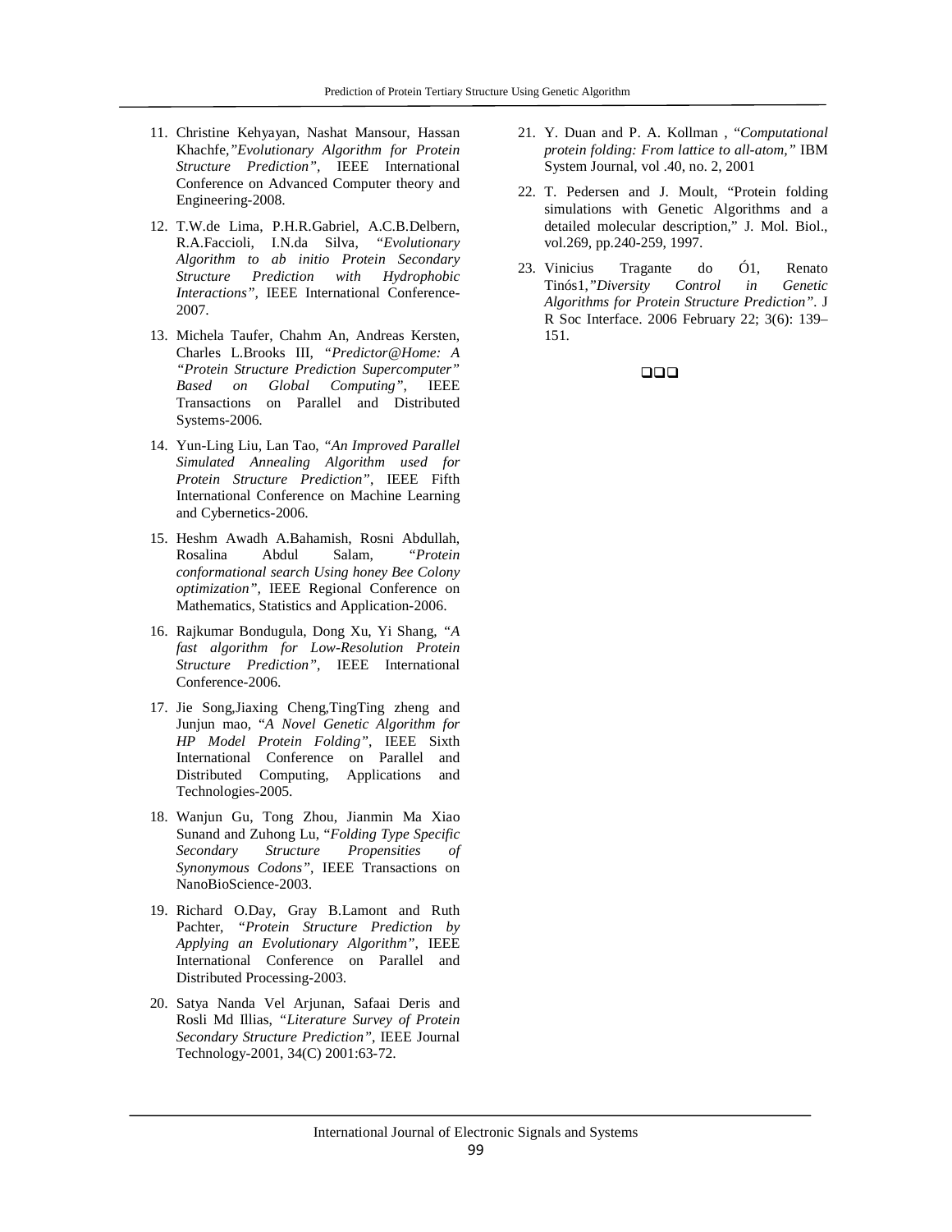11. Christine Kehyayan, Nashat Mansour, Hassan Khachfe,*"Evolutionary Algorithm for Protein Structure Prediction"*, IEEE International Conference on Advanced Computer theory and Engineering-2008.

12. T.W.de Lima, P.H.R.Gabriel, A.C.B.Delbern, R.A.Faccioli, I.N.da Silva, *"Evolutionary Algorithm to ab initio Protein Secondary Structure Prediction with Hydrophobic Interactions"*, IEEE International Conference-2007.

13. Michela Taufer, Chahm An, Andreas Kersten, Charles L.Brooks III, *"Predictor@Home: A "Protein Structure Prediction Supercomputer" Based on Global Computing"*, IEEE Transactions on Parallel and Distributed Systems-2006.

14. Yun-Ling Liu, Lan Tao, *"An Improved Parallel Simulated Annealing Algorithm used for Protein Structure Prediction"*, IEEE Fifth International Conference on Machine Learning and Cybernetics-2006.

15. Heshm Awadh A.Bahamish, Rosni Abdullah, Rosalina Abdul Salam, *"Protein conformational search Using honey Bee Colony optimization"*, IEEE Regional Conference on Mathematics, Statistics and Application-2006.

16. Rajkumar Bondugula, Dong Xu, Yi Shang, *"A fast algorithm for Low-Resolution Protein Structure Prediction"*, IEEE International Conference-2006.

17. Jie Song,Jiaxing Cheng,TingTing zheng and Junjun mao, *"A Novel Genetic Algorithm for HP Model Protein Folding"*, IEEE Sixth International Conference on Parallel and Distributed Computing, Applications and Technologies-2005.

18. Wanjun Gu, Tong Zhou, Jianmin Ma Xiao Sunand and Zuhong Lu, *"Folding Type Specific Secondary Structure Propensities of Synonymous Codons"*, IEEE Transactions on NanoBioScience-2003.

19. Richard O.Day, Gray B.Lamont and Ruth Pachter, *"Protein Structure Prediction by Applying an Evolutionary Algorithm"*, IEEE International Conference on Parallel and Distributed Processing-2003.

20. Satya Nanda Vel Arjunan, Safaai Deris and Rosli Md Illias, *"Literature Survey of Protein Secondary Structure Prediction"*, IEEE Journal Technology-2001, 34(C) 2001:63-72.

21. Y. Duan and P. A. Kollman , *"Computational protein folding: From lattice to all-atom,"* IBM System Journal, vol .40, no. 2, 2001

22. T. Pedersen and J. Moult, "Protein folding simulations with Genetic Algorithms and a detailed molecular description," J. Mol. Biol., vol.269, pp.240-259, 1997.

23. Vinicius Tragante do Ó1, Renato Tinós1,*"Diversity Control in Genetic Algorithms for Protein Structure Prediction"*. J R Soc Interface. 2006 February 22; 3(6): 139–151.

❑❑❑